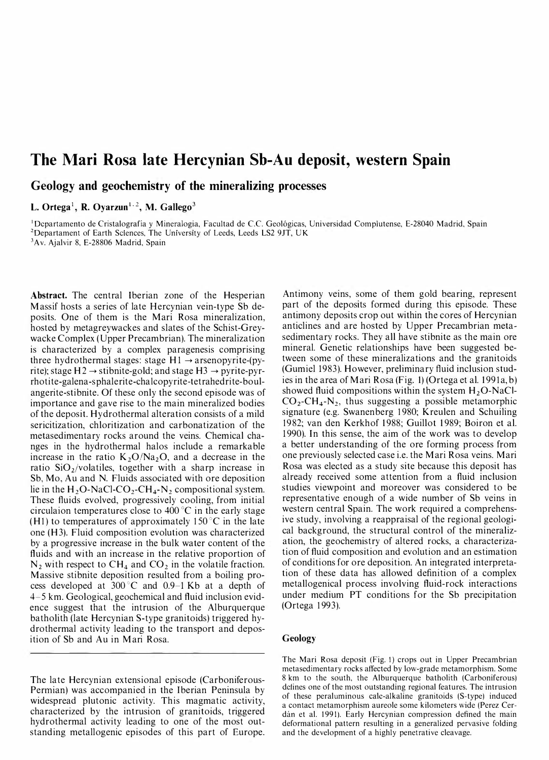# The Mari Rosa late Hercynian Sb-Au deposit, western Spain

## Geology and geochemistry of the mineralizing processes

**L. Ortega**[1], **R. Oyarzun**[1,2], **M. Gallego**[3]

[1]Departamento de Cristalografía y Mineralogia, Facultad de C.C. Geológicas, Universidad Complutense, E-28040 Madrid, Spain
[2]Departament of Earth Sciences, The University of Leeds, Leeds LS2 9JT, UK
[3]Av. Ajalvir 8, E-28806 Madrid, Spain

**Abstract.** The central Iberian zone of the Hesperian Massif hosts a series of late Hercynian vein-type Sb deposits. One of them is the Mari Rosa mineralization, hosted by metagreywackes and slates of the Schist-Greywacke Complex (Upper Precambrian). The mineralization is characterized by a complex paragenesis comprising three hydrothermal stages: stage H1 $\rightarrow$ arsenopyrite-(pyrite); stage H2 $\rightarrow$ stibnite-gold; and stage H3 $\rightarrow$ pyrite-pyrrhotite-galena-sphalerite-chalcopyrite-tetrahedrite-boulangerite-stibnite. Of these only the second episode was of importance and gave rise to the main mineralized bodies of the deposit. Hydrothermal alteration consists of a mild sericitization, chloritization and carbonatization of the metasedimentary rocks around the veins. Chemical changes in the hydrothermal halos include a remarkable increase in the ratio $K_2O/Na_2O$, and a decrease in the ratio $SiO_2$/volatiles, together with a sharp increase in Sb, Mo, Au and N. Fluids associated with ore deposition lie in the $H_2O$-NaCl-$CO_2$-$CH_4$-$N_2$ compositional system. These fluids evolved, progressively cooling, from initial circulaion temperatures close to 400 °C in the early stage (H1) to temperatures of approximately 150 °C in the late one (H3). Fluid composition evolution was characterized by a progressive increase in the bulk water content of the fluids and with an increase in the relative proportion of $N_2$ with respect to $CH_4$ and $CO_2$ in the volatile fraction. Massive stibnite deposition resulted from a boiling process developed at 300 °C and 0.9–1 Kb at a depth of 4–5 km. Geological, geochemical and fluid inclusion evidence suggest that the intrusion of the Alburquerque batholith (late Hercynian S-type granitoids) triggered hydrothermal activity leading to the transport and deposition of Sb and Au in Mari Rosa.

The late Hercynian extensional episode (Carboniferous-Permian) was accompanied in the Iberian Peninsula by widespread plutonic activity. This magmatic activity, characterized by the intrusion of granitoids, triggered hydrothermal activity leading to one of the most outstanding metallogenic episodes of this part of Europe. Antimony veins, some of them gold bearing, represent part of the deposits formed during this episode. These antimony deposits crop out within the cores of Hercynian anticlines and are hosted by Upper Precambrian metasedimentary rocks. They all have stibnite as the main ore mineral. Genetic relationships have been suggested between some of these mineralizations and the granitoids (Gumiel 1983). However, preliminary fluid inclusion studies in the area of Mari Rosa (Fig. 1) (Ortega et al. 1991a, b) showed fluid compositions within the system $H_2O$-NaCl-$CO_2$-$CH_4$-$N_2$, thus suggesting a possible metamorphic signature (e.g. Swanenberg 1980; Kreulen and Schuiling 1982; van den Kerkhof 1988; Guillot 1989; Boiron et al. 1990). In this sense, the aim of the work was to develop a better understanding of the ore forming process from one previously selected case i.e. the Mari Rosa veins. Mari Rosa was elected as a study site because this deposit has already received some attention from a fluid inclusion studies viewpoint and moreover was considered to be representative enough of a wide number of Sb veins in western central Spain. The work required a comprehensive study, involving a reappraisal of the regional geological background, the structural control of the mineralization, the geochemistry of altered rocks, a characterization of fluid composition and evolution and an estimation of conditions for ore deposition. An integrated interpretation of these data has allowed definition of a complex metallogenical process involving fluid-rock interactions under medium PT conditions for the Sb precipitation (Ortega 1993).

## Geology

The Mari Rosa deposit (Fig. 1) crops out in Upper Precambrian metasedimentary rocks affected by low-grade metamorphism. Some 8 km to the south, the Alburquerque batholith (Carboniferous) defines one of the most outstanding regional features. The intrusion of these peraluminous calc-alkaline granitoids (S-type) induced a contact metamorphism aureole some kilometers wide (Perez Cerdán et al. 1991). Early Hercynian compression defined the main deformational pattern resulting in a generalized pervasive folding and the development of a highly penetrative cleavage.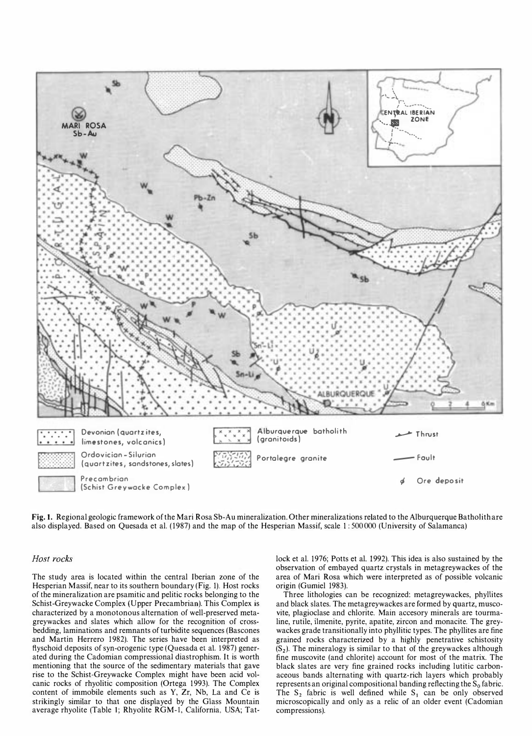**Fig. 1.** Regional geologic framework of the Mari Rosa Sb-Au mineralization. Other mineralizations related to the Alburquerque Batholith are also displayed. Based on Quesada et al. (1987) and the map of the Hesperian Massif, scale 1 : 500 000 (University of Salamanca)

### *Host rocks*

The study area is located within the central Iberian zone of the Hesperian Massif, near to its southern boundary (Fig. 1). Host rocks of the mineralization are psamitic and pelitic rocks belonging to the Schist-Greywacke Complex (Upper Precambrian). This Complex is characterized by a monotonous alternation of well-preserved metagreywackes and slates which allow for the recognition of cross-bedding, laminations and remnants of turbidite sequences (Bascones and Martin Herrero 1982). The series have been interpreted as flyschoid deposits of syn-orogenic type (Quesada et al. 1987) generated during the Cadomian compressional diastrophism. It is worth mentioning that the source of the sedimentary materials that gave rise to the Schist-Greywacke Complex might have been acid volcanic rocks of rhyolitic composition (Ortega 1993). The Complex content of immobile elements such as Y, Zr, Nb, La and Ce is strikingly similar to that one displayed by the Glass Mountain average rhyolite (Table 1; Rhyolite RGM-1, California, USA; Tatlock et al. 1976; Potts et al. 1992). This idea is also sustained by the observation of embayed quartz crystals in metagreywackes of the area of Mari Rosa which were interpreted as of possible volcanic origin (Gumiel 1983).

Three lithologies can be recognized: metagreywackes, phyllites and black slates. The metagreywackes are formed by quartz, muscovite, plagioclase and chlorite. Main accesory minerals are tourmaline, rutile, ilmenite, pyrite, apatite, zircon and monacite. The greywackes grade transitionally into phyllitic types. The phyllites are fine grained rocks characterized by a highly penetrative schistosity ($S_2$). The mineralogy is similar to that of the greywackes although fine muscovite (and chlorite) account for most of the matrix. The black slates are very fine grained rocks including lutitic carbonaceous bands alternating with quartz-rich layers which probably represents an original compositional banding reflecting the $S_0$ fabric. The $S_2$ fabric is well defined while $S_1$ can be only observed microscopically and only as a relic of an older event (Cadomian compressions).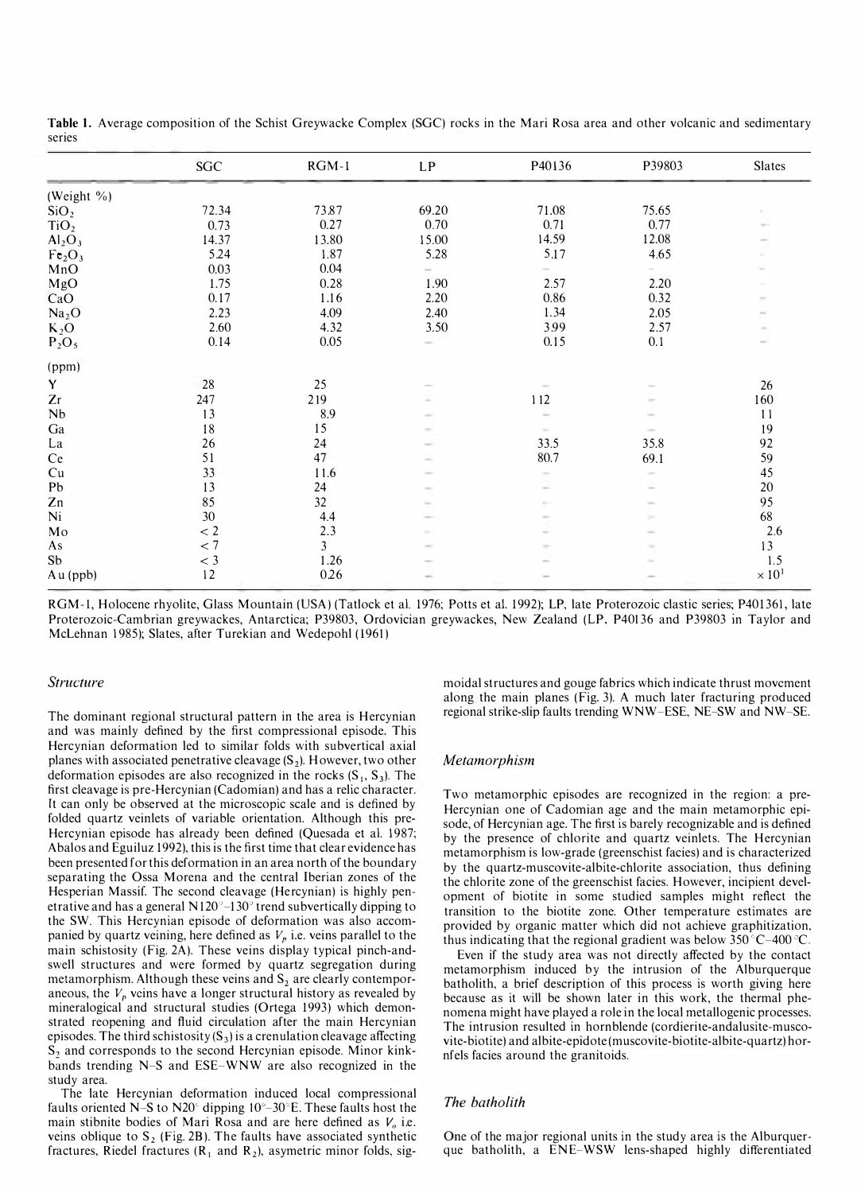**Table 1.** Average composition of the Schist Greywacke Complex (SGC) rocks in the Mari Rosa area and other volcanic and sedimentary series

| | SGC | RGM-1 | LP | P40136 | P39803 | Slates |
|---|---|---|---|---|---|---|
| (Weight %) | | | | | | |
| $SiO_2$ | 72.34 | 73.87 | 69.20 | 71.08 | 75.65 | – |
| $TiO_2$ | 0.73 | 0.27 | 0.70 | 0.71 | 0.77 | – |
| $Al_2O_3$ | 14.37 | 13.80 | 15.00 | 14.59 | 12.08 | – |
| $Fe_2O_3$ | 5.24 | 1.87 | 5.28 | 5.17 | 4.65 | – |
| MnO | 0.03 | 0.04 | – | – | – | – |
| MgO | 1.75 | 0.28 | 1.90 | 2.57 | 2.20 | – |
| CaO | 0.17 | 1.16 | 2.20 | 0.86 | 0.32 | – |
| $Na_2O$ | 2.23 | 4.09 | 2.40 | 1.34 | 2.05 | – |
| $K_2O$ | 2.60 | 4.32 | 3.50 | 3.99 | 2.57 | – |
| $P_2O_5$ | 0.14 | 0.05 | – | 0.15 | 0.1 | – |
| (ppm) | | | | | | |
| Y | 28 | 25 | – | – | – | 26 |
| Zr | 247 | 219 | – | 112 | – | 160 |
| Nb | 13 | 8.9 | – | – | – | 11 |
| Ga | 18 | 15 | – | – | – | 19 |
| La | 26 | 24 | – | 33.5 | 35.8 | 92 |
| Ce | 51 | 47 | – | 80.7 | 69.1 | 59 |
| Cu | 33 | 11.6 | – | – | – | 45 |
| Pb | 13 | 24 | – | – | – | 20 |
| Zn | 85 | 32 | – | – | – | 95 |
| Ni | 30 | 4.4 | – | – | – | 68 |
| Mo | < 2 | 2.3 | – | – | – | 2.6 |
| As | < 7 | 3 | – | – | – | 13 |
| Sb | < 3 | 1.26 | – | – | – | 1.5 |
| Au (ppb) | 12 | 0.26 | – | – | – | $\times 10^1$ |

RGM-1, Holocene rhyolite, Glass Mountain (USA) (Tatlock et al. 1976; Potts et al. 1992); LP, late Proterozoic clastic series; P401361, late Proterozoic-Cambrian greywackes, Antarctica; P39803, Ordovician greywackes, New Zealand (LP, P40136 and P39803 in Taylor and McLehnan 1985); Slates, after Turekian and Wedepohl (1961)

### *Structure*

The dominant regional structural pattern in the area is Hercynian and was mainly defined by the first compressional episode. This Hercynian deformation led to similar folds with subvertical axial planes with associated penetrative cleavage ($S_2$). However, two other deformation episodes are also recognized in the rocks ($S_1$, $S_3$). The first cleavage is pre-Hercynian (Cadomian) and has a relic character. It can only be observed at the microscopic scale and is defined by folded quartz veinlets of variable orientation. Although this pre-Hercynian episode has already been defined (Quesada et al. 1987; Abalos and Eguiluz 1992), this is the first time that clear evidence has been presented for this deformation in an area north of the boundary separating the Ossa Morena and the central Iberian zones of the Hesperian Massif. The second cleavage (Hercynian) is highly penetrative and has a general N120°–130° trend subvertically dipping to the SW. This Hercynian episode of deformation was also accompanied by quartz veining, here defined as $V_p$ i.e. veins parallel to the main schistosity (Fig. 2A). These veins display typical pinch-and-swell structures and were formed by quartz segregation during metamorphism. Although these veins and $S_2$ are clearly contemporaneous, the $V_p$ veins have a longer structural history as revealed by mineralogical and structural studies (Ortega 1993) which demonstrated reopening and fluid circulation after the main Hercynian episodes. The third schistosity ($S_3$) is a crenulation cleavage affecting $S_2$ and corresponds to the second Hercynian episode. Minor kink-bands trending N–S and ESE–WNW are also recognized in the study area.

The late Hercynian deformation induced local compressional faults oriented N–S to N20° dipping 10°–30°E. These faults host the main stibnite bodies of Mari Rosa and are here defined as $V_o$ i.e. veins oblique to $S_2$ (Fig. 2B). The faults have associated synthetic fractures, Riedel fractures ($R_1$ and $R_2$), asymetric minor folds, sigmoidal structures and gouge fabrics which indicate thrust movement along the main planes (Fig. 3). A much later fracturing produced regional strike-slip faults trending WNW–ESE, NE–SW and NW–SE.

### *Metamorphism*

Two metamorphic episodes are recognized in the region: a pre-Hercynian one of Cadomian age and the main metamorphic episode, of Hercynian age. The first is barely recognizable and is defined by the presence of chlorite and quartz veinlets. The Hercynian metamorphism is low-grade (greenschist facies) and is characterized by the quartz-muscovite-albite-chlorite association, thus defining the chlorite zone of the greenschist facies. However, incipient development of biotite in some studied samples might reflect the transition to the biotite zone. Other temperature estimates are provided by organic matter which did not achieve graphitization, thus indicating that the regional gradient was below 350 °C–400 °C.

Even if the study area was not directly affected by the contact metamorphism induced by the intrusion of the Alburquerque batholith, a brief description of this process is worth giving here because as it will be shown later in this work, the thermal phenomena might have played a role in the local metallogenic processes. The intrusion resulted in hornblende (cordierite-andalusite-muscovite-biotite) and albite-epidote (muscovite-biotite-albite-quartz) hornfels facies around the granitoids.

### *The batholith*

One of the major regional units in the study area is the Alburquerque batholith, a ENE–WSW lens-shaped highly differentiated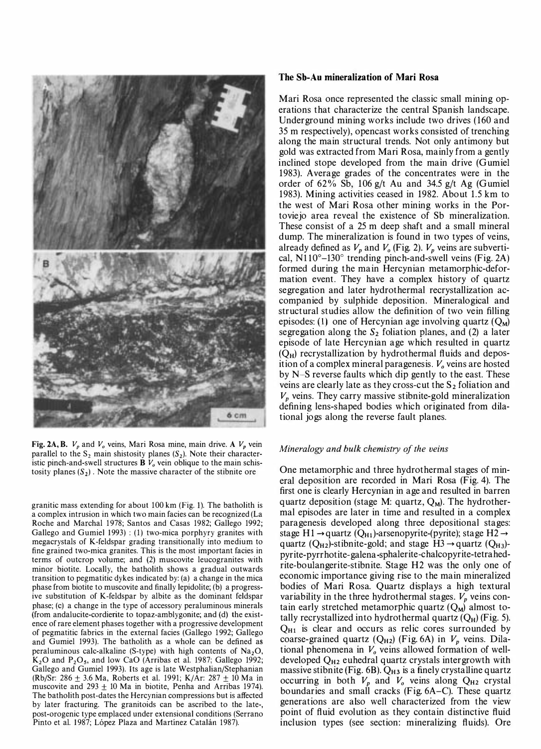Fig. 2A, B. $V_p$ and $V_o$ veins, Mari Rosa mine, main drive. **A** $V_p$ vein parallel to the $S_2$ main shistosity planes ($S_2$). Note their characteristic pinch-and-swell structures **B** $V_o$ vein oblique to the main schistosity planes ($S_2$). Note the massive character of the stibnite ore

granitic mass extending for about 100 km (Fig. 1). The batholith is a complex intrusion in which two main facies can be recognized (La Roche and Marchal 1978; Santos and Casas 1982; Gallego 1992; Gallego and Gumiel 1993) : (1) two-mica porphyry granites with megacrystals of K-feldspar grading transitionally into medium to fine grained two-mica granites. This is the most important facies in terms of outcrop volume; and (2) muscovite leucogranites with minor biotite. Locally, the batholith shows a gradual outwards transition to pegmatitic dykes indicated by: (a) a change in the mica phase from biotite to muscovite and finally lepidolite; (b) a progressive substitution of K-feldspar by albite as the dominant feldspar phase; (c) a change in the type of accessory peraluminous minerals (from andalucite-cordierite to topaz-amblygonite; and (d) the existence of rare element phases together with a progressive development of pegmatitic fabrics in the external facies (Gallego 1992; Gallego and Gumiel 1993). The batholith as a whole can be defined as peraluminous calc-alkaline (S-type) with high contents of $Na_2O$, $K_2O$ and $P_2O_5$, and low CaO (Arribas et al. 1987; Gallego 1992; Gallego and Gumiel 1993). Its age is late Westphalian/Stephanian (Rb/Sr: 286 ± 3.6 Ma, Roberts et al. 1991; K/Ar: 287 ± 10 Ma in muscovite and 293 ± 10 Ma in biotite, Penha and Arribas 1974). The batholith post-dates the Hercynian compressions but is affected by later fracturing. The granitoids can be ascribed to the late-, post-orogenic type emplaced under extensional conditions (Serrano Pinto et al. 1987; López Plaza and Martínez Catalán 1987).

## The Sb-Au mineralization of Mari Rosa

Mari Rosa once represented the classic small mining operations that characterize the central Spanish landscape. Underground mining works include two drives (160 and 35 m respectively), opencast works consisted of trenching along the main structural trends. Not only antimony but gold was extracted from Mari Rosa, mainly from a gently inclined stope developed from the main drive (Gumiel 1983). Average grades of the concentrates were in the order of 62% Sb, 106 g/t Au and 34.5 g/t Ag (Gumiel 1983). Mining activities ceased in 1982. About 1.5 km to the west of Mari Rosa other mining works in the Portoviejo area reveal the existence of Sb mineralization. These consist of a 25 m deep shaft and a small mineral dump. The mineralization is found in two types of veins, already defined as $V_p$ and $V_o$ (Fig. 2). $V_p$ veins are subvertical, N110°–130° trending pinch-and-swell veins (Fig. 2A) formed during the main Hercynian metamorphic-deformation event. They have a complex history of quartz segregation and later hydrothermal recrystallization accompanied by sulphide deposition. Mineralogical and structural studies allow the definition of two vein filling episodes: (1) one of Hercynian age involving quartz ($Q_M$) segregation along the $S_2$ foliation planes, and (2) a later episode of late Hercynian age which resulted in quartz ($Q_H$) recrystallization by hydrothermal fluids and deposition of a complex mineral paragenesis. $V_o$ veins are hosted by N–S reverse faults which dip gently to the east. These veins are clearly late as they cross-cut the $S_2$ foliation and $V_p$ veins. They carry massive stibnite-gold mineralization defining lens-shaped bodies which originated from dilational jogs along the reverse fault planes.

### *Mineralogy and bulk chemistry of the veins*

One metamorphic and three hydrothermal stages of mineral deposition are recorded in Mari Rosa (Fig. 4). The first one is clearly Hercynian in age and resulted in barren quartz deposition (stage M: quartz, $Q_M$). The hydrothermal episodes are later in time and resulted in a complex paragenesis developed along three depositional stages: stage H1 → quartz ($Q_{H1}$)-arsenopyrite-(pyrite); stage H2 → quartz ($Q_{H2}$)-stibnite-gold; and stage H3 → quartz ($Q_{H3}$)-pyrite-pyrrhotite-galena-sphalerite-chalcopyrite-tetrahedrite-boulangerite-stibnite. Stage H2 was the only one of economic importance giving rise to the main mineralized bodies of Mari Rosa. Quartz displays a high textural variability in the three hydrothermal stages. $V_p$ veins contain early stretched metamorphic quartz ($Q_M$) almost totally recrystallized into hydrothermal quartz ($Q_H$) (Fig. 5). $Q_{H1}$ is clear and occurs as relic cores surrounded by coarse-grained quartz ($Q_{H2}$) (Fig. 6A) in $V_p$ veins. Dilational phenomena in $V_o$ veins allowed formation of well-developed $Q_{H2}$ euhedral quartz crystals intergrowth with massive stibnite (Fig. 6B). $Q_{H3}$ is a finely crystalline quartz occurring in both $V_p$ and $V_o$ veins along $Q_{H2}$ crystal boundaries and small cracks (Fig. 6A–C). These quartz generations are also well characterized from the view point of fluid evolution as they contain distinctive fluid inclusion types (see section: mineralizing fluids). Ore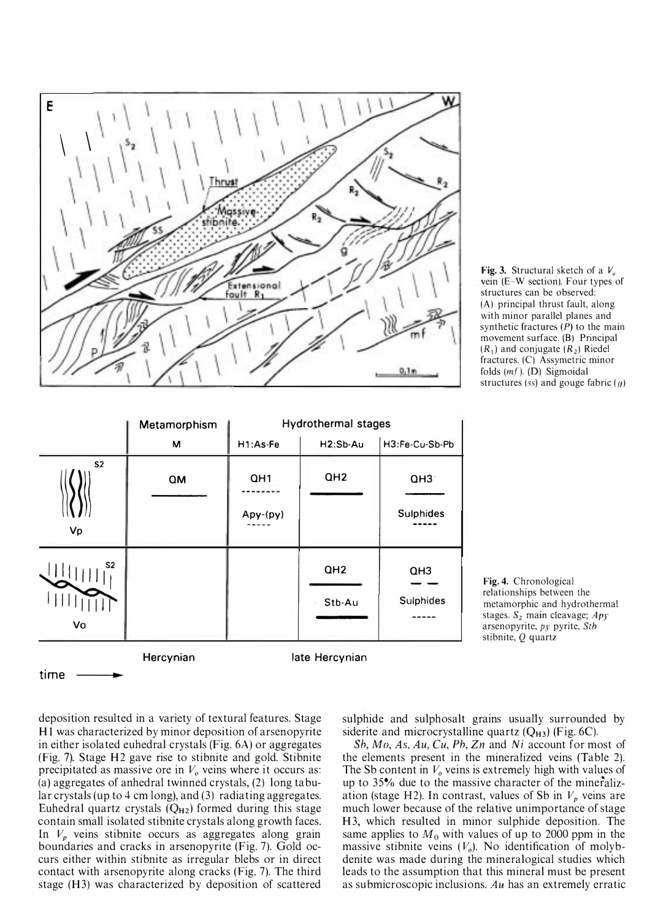**Fig. 3.** Structural sketch of a $V_o$ vein (E–W section). Four types of structures can be observed: (A) principal thrust fault, along with minor parallel planes and synthetic fractures ($P$) to the main movement surface. (B) Principal ($R_1$) and conjugate ($R_2$) Riedel fractures. (C) Assymetric minor folds (*mf*). (D) Sigmoidal structures (*ss*) and gouge fabric (*g*)

| | Metamorphism | Hydrothermal stages | | |
|---|---|---|---|---|
| | M | H1:As-Fe | H2:Sb-Au | H3:Fe-Cu-Sb-Pb |
| Vp (S2) | QM | QH1<br>Apy-(py) | QH2 | QH3<br>Sulphides |
| Vo (S2) | | | QH2<br>Stb-Au | QH3<br>Sulphides |
| time → | Hercynian | late Hercynian | | |

**Fig. 4.** Chronological relationships between the metamorphic and hydrothermal stages. $S_2$ main cleavage; *Apy* arsenopyrite, *py* pyrite, *Stb* stibnite, *Q* quartz

deposition resulted in a variety of textural features. Stage H1 was characterized by minor deposition of arsenopyrite in either isolated euhedral crystals (Fig. 6A) or aggregates (Fig. 7). Stage H2 gave rise to stibnite and gold. Stibnite precipitated as massive ore in $V_o$ veins where it occurs as: (a) aggregates of anhedral twinned crystals, (2) long tabular crystals (up to 4 cm long), and (3) radiating aggregates. Euhedral quartz crystals ($Q_{H2}$) formed during this stage contain small isolated stibnite crystals along growth faces. In $V_p$ veins stibnite occurs as aggregates along grain boundaries and cracks in arsenopyrite (Fig. 7). Gold occurs either within stibnite as irregular blebs or in direct contact with arsenopyrite along cracks (Fig. 7). The third stage (H3) was characterized by deposition of scattered sulphide and sulphosalt grains usually surrounded by siderite and microcrystalline quartz ($Q_{H3}$) (Fig. 6C).

*Sb, Mo, As, Au, Cu, Pb, Zn* and *Ni* account for most of the elements present in the mineralized veins (Table 2). The Sb content in $V_o$ veins is extremely high with values of up to 35% due to the massive character of the mineralization (stage H2). In contrast, values of Sb in $V_p$ veins are much lower because of the relative unimportance of stage H3, which resulted in minor sulphide deposition. The same applies to $M_0$ with values of up to 2000 ppm in the massive stibnite veins ($V_o$). No identification of molybdenite was made during the mineralogical studies which leads to the assumption that this mineral must be present as submicroscopic inclusions. *Au* has an extremely erratic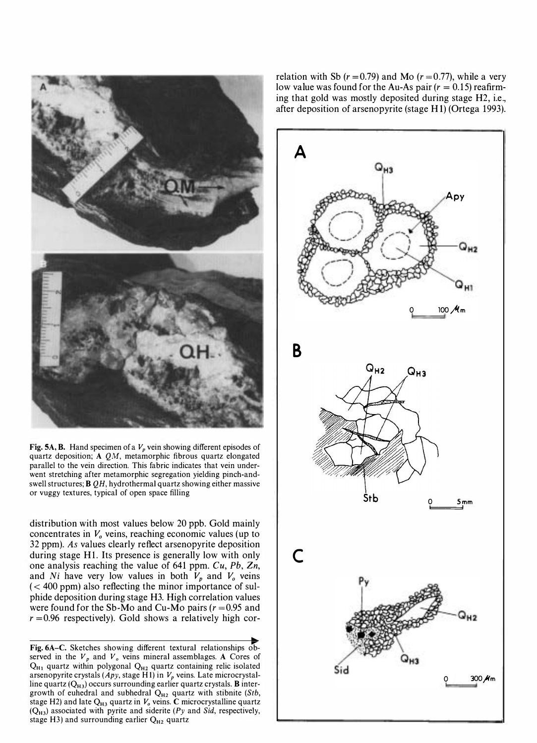**Fig. 5A, B.** Hand specimen of a $V_p$ vein showing different episodes of quartz deposition; **A** *QM*, metamorphic fibrous quartz elongated parallel to the vein direction. This fabric indicates that vein underwent stretching after metamorphic segregation yielding pinch-and-swell structures; **B** *QH*, hydrothermal quartz showing either massive or vuggy textures, typical of open space filling

distribution with most values below 20 ppb. Gold mainly concentrates in $V_o$ veins, reaching economic values (up to 32 ppm). *As* values clearly reflect arsenopyrite deposition during stage H1. Its presence is generally low with only one analysis reaching the value of 641 ppm. *Cu*, *Pb*, *Zn*, and *Ni* have very low values in both $V_p$ and $V_o$ veins (< 400 ppm) also reflecting the minor importance of sulphide deposition during stage H3. High correlation values were found for the Sb-Mo and Cu-Mo pairs ($r = 0.95$ and $r = 0.96$ respectively). Gold shows a relatively high correlation with Sb ($r = 0.79$) and Mo ($r = 0.77$), while a very low value was found for the Au-As pair ($r = 0.15$) reafirming that gold was mostly deposited during stage H2, i.e., after deposition of arsenopyrite (stage H1) (Ortega 1993).

**Fig. 6A–C.** Sketches showing different textural relationships observed in the $V_p$ and $V_o$ veins mineral assemblages. **A** Cores of $Q_{H1}$ quartz within polygonal $Q_{H2}$ quartz containing relic isolated arsenopyrite crystals (*Apy*, stage H1) in $V_p$ veins. Late microcrystalline quartz ($Q_{H3}$) occurs surrounding earlier quartz crystals. **B** intergrowth of euhedral and subhedral $Q_{H2}$ quartz with stibnite (*Stb*, stage H2) and late $Q_{H3}$ quartz in $V_o$ veins. **C** microcrystalline quartz ($Q_{H3}$) associated with pyrite and siderite (*Py* and *Sid*, respectively, stage H3) and surrounding earlier $Q_{H2}$ quartz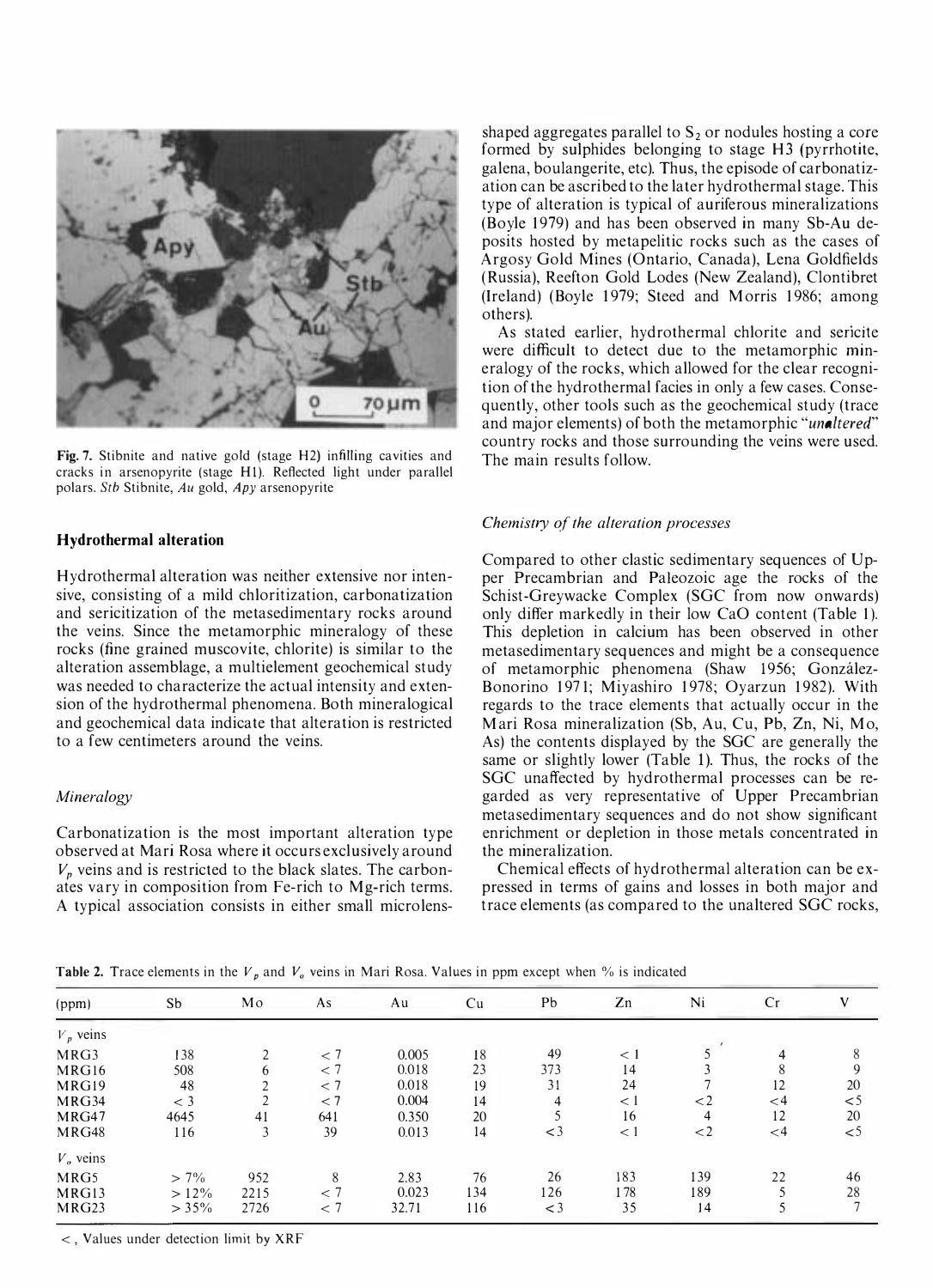Fig. 7. Stibnite and native gold (stage H2) infilling cavities and cracks in arsenopyrite (stage H1). Reflected light under parallel polars. *Stb* Stibnite, *Au* gold, *Apy* arsenopyrite

## Hydrothermal alteration

Hydrothermal alteration was neither extensive nor intensive, consisting of a mild chloritization, carbonatization and sericitization of the metasedimentary rocks around the veins. Since the metamorphic mineralogy of these rocks (fine grained muscovite, chlorite) is similar to the alteration assemblage, a multielement geochemical study was needed to characterize the actual intensity and extension of the hydrothermal phenomena. Both mineralogical and geochemical data indicate that alteration is restricted to a few centimeters around the veins.

### *Mineralogy*

Carbonatization is the most important alteration type observed at Mari Rosa where it occurs exclusively around $V_p$ veins and is restricted to the black slates. The carbonates vary in composition from Fe-rich to Mg-rich terms. A typical association consists in either small microlens-shaped aggregates parallel to $S_2$ or nodules hosting a core formed by sulphides belonging to stage H3 (pyrrhotite, galena, boulangerite, etc). Thus, the episode of carbonatization can be ascribed to the later hydrothermal stage. This type of alteration is typical of auriferous mineralizations (Boyle 1979) and has been observed in many Sb-Au deposits hosted by metapelitic rocks such as the cases of Argosy Gold Mines (Ontario, Canada), Lena Goldfields (Russia), Reefton Gold Lodes (New Zealand), Clontibret (Ireland) (Boyle 1979; Steed and Morris 1986; among others).

As stated earlier, hydrothermal chlorite and sericite were difficult to detect due to the metamorphic mineralogy of the rocks, which allowed for the clear recognition of the hydrothermal facies in only a few cases. Consequently, other tools such as the geochemical study (trace and major elements) of both the metamorphic "*unaltered*" country rocks and those surrounding the veins were used. The main results follow.

### *Chemistry of the alteration processes*

Compared to other clastic sedimentary sequences of Upper Precambrian and Paleozoic age the rocks of the Schist-Greywacke Complex (SGC from now onwards) only differ markedly in their low CaO content (Table 1). This depletion in calcium has been observed in other metasedimentary sequences and might be a consequence of metamorphic phenomena (Shaw 1956; González-Bonorino 1971; Miyashiro 1978; Oyarzun 1982). With regards to the trace elements that actually occur in the Mari Rosa mineralization (Sb, Au, Cu, Pb, Zn, Ni, Mo, As) the contents displayed by the SGC are generally the same or slightly lower (Table 1). Thus, the rocks of the SGC unaffected by hydrothermal processes can be regarded as very representative of Upper Precambrian metasedimentary sequences and do not show significant enrichment or depletion in those metals concentrated in the mineralization.

Chemical effects of hydrothermal alteration can be expressed in terms of gains and losses in both major and trace elements (as compared to the unaltered SGC rocks,

**Table 2.** Trace elements in the $V_p$ and $V_o$ veins in Mari Rosa. Values in ppm except when % is indicated

| (ppm) | Sb | Mo | As | Au | Cu | Pb | Zn | Ni | Cr | V |
|---|---|---|---|---|---|---|---|---|---|---|
| $V_p$ veins | | | | | | | | | | |
| MRG3 | 138 | 2 | < 7 | 0.005 | 18 | 49 | < 1 | 5 | 4 | 8 |
| MRG16 | 508 | 6 | < 7 | 0.018 | 23 | 373 | 14 | 3 | 8 | 9 |
| MRG19 | 48 | 2 | < 7 | 0.018 | 19 | 31 | 24 | 7 | 12 | 20 |
| MRG34 | < 3 | 2 | < 7 | 0.004 | 14 | 4 | < 1 | <2 | <4 | <5 |
| MRG47 | 4645 | 41 | 641 | 0.350 | 20 | 5 | 16 | 4 | 12 | 20 |
| MRG48 | 116 | 3 | 39 | 0.013 | 14 | <3 | < 1 | <2 | <4 | <5 |
| $V_o$ veins | | | | | | | | | | |
| MRG5 | > 7% | 952 | 8 | 2.83 | 76 | 26 | 183 | 139 | 22 | 46 |
| MRG13 | > 12% | 2215 | < 7 | 0.023 | 134 | 126 | 178 | 189 | 5 | 28 |
| MRG23 | > 35% | 2726 | < 7 | 32.71 | 116 | <3 | 35 | 14 | 5 | 7 |

<, Values under detection limit by XRF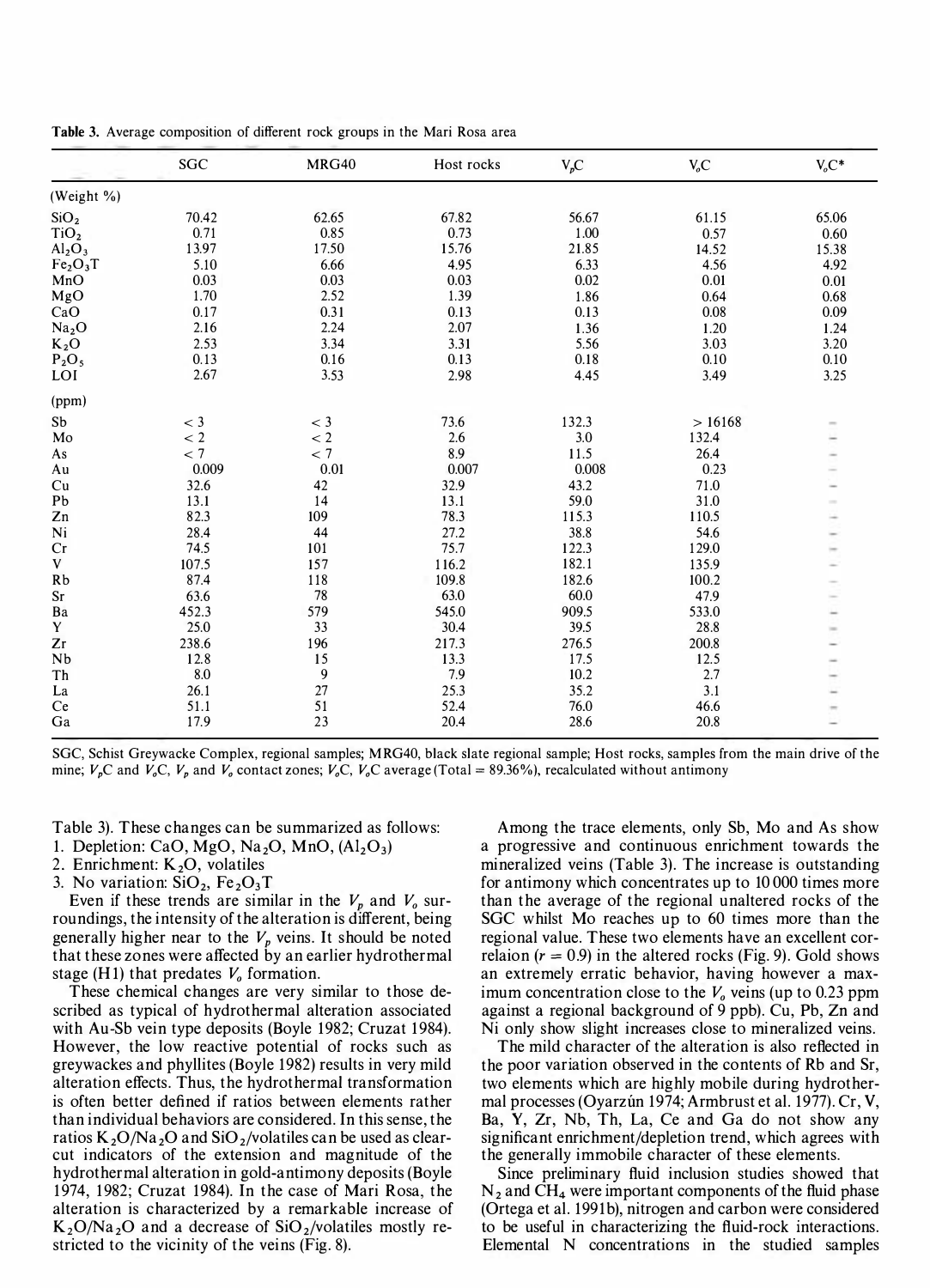**Table 3.** Average composition of different rock groups in the Mari Rosa area

| | SGC | MRG40 | Host rocks | $V_pC$ | $V_oC$ | $V_oC$* |
|---|---|---|---|---|---|---|
| (Weight %) | | | | | | |
| $SiO_2$ | 70.42 | 62.65 | 67.82 | 56.67 | 61.15 | 65.06 |
| $TiO_2$ | 0.71 | 0.85 | 0.73 | 1.00 | 0.57 | 0.60 |
| $Al_2O_3$ | 13.97 | 17.50 | 15.76 | 21.85 | 14.52 | 15.38 |
| $Fe_2O_3T$ | 5.10 | 6.66 | 4.95 | 6.33 | 4.56 | 4.92 |
| MnO | 0.03 | 0.03 | 0.03 | 0.02 | 0.01 | 0.01 |
| MgO | 1.70 | 2.52 | 1.39 | 1.86 | 0.64 | 0.68 |
| CaO | 0.17 | 0.31 | 0.13 | 0.13 | 0.08 | 0.09 |
| $Na_2O$ | 2.16 | 2.24 | 2.07 | 1.36 | 1.20 | 1.24 |
| $K_2O$ | 2.53 | 3.34 | 3.31 | 5.56 | 3.03 | 3.20 |
| $P_2O_5$ | 0.13 | 0.16 | 0.13 | 0.18 | 0.10 | 0.10 |
| LOI | 2.67 | 3.53 | 2.98 | 4.45 | 3.49 | 3.25 |
| (ppm) | | | | | | |
| Sb | < 3 | < 3 | 73.6 | 132.3 | > 16168 | – |
| Mo | < 2 | < 2 | 2.6 | 3.0 | 132.4 | – |
| As | < 7 | < 7 | 8.9 | 11.5 | 26.4 | – |
| Au | 0.009 | 0.01 | 0.007 | 0.008 | 0.23 | – |
| Cu | 32.6 | 42 | 32.9 | 43.2 | 71.0 | – |
| Pb | 13.1 | 14 | 13.1 | 59.0 | 31.0 | – |
| Zn | 82.3 | 109 | 78.3 | 115.3 | 110.5 | – |
| Ni | 28.4 | 44 | 27.2 | 38.8 | 54.6 | – |
| Cr | 74.5 | 101 | 75.7 | 122.3 | 129.0 | – |
| V | 107.5 | 157 | 116.2 | 182.1 | 135.9 | – |
| Rb | 87.4 | 118 | 109.8 | 182.6 | 100.2 | – |
| Sr | 63.6 | 78 | 63.0 | 60.0 | 47.9 | – |
| Ba | 452.3 | 579 | 545.0 | 909.5 | 533.0 | – |
| Y | 25.0 | 33 | 30.4 | 39.5 | 28.8 | – |
| Zr | 238.6 | 196 | 217.3 | 276.5 | 200.8 | – |
| Nb | 12.8 | 15 | 13.3 | 17.5 | 12.5 | – |
| Th | 8.0 | 9 | 7.9 | 10.2 | 2.7 | – |
| La | 26.1 | 27 | 25.3 | 35.2 | 3.1 | – |
| Ce | 51.1 | 51 | 52.4 | 76.0 | 46.6 | – |
| Ga | 17.9 | 23 | 20.4 | 28.6 | 20.8 | – |

SGC, Schist Greywacke Complex, regional samples; MRG40, black slate regional sample; Host rocks, samples from the main drive of the mine; $V_pC$ and $V_oC$, $V_p$ and $V_o$ contact zones; $V_oC$, $V_oC$ average (Total = 89.36%), recalculated without antimony

Table 3). These changes can be summarized as follows:

1. Depletion: CaO, MgO, $Na_2O$, MnO, ($Al_2O_3$)
2. Enrichment: $K_2O$, volatiles
3. No variation: $SiO_2$, $Fe_2O_3T$

Even if these trends are similar in the $V_p$ and $V_o$ surroundings, the intensity of the alteration is different, being generally higher near to the $V_p$ veins. It should be noted that these zones were affected by an earlier hydrothermal stage (H1) that predates $V_o$ formation.

These chemical changes are very similar to those described as typical of hydrothermal alteration associated with Au-Sb vein type deposits (Boyle 1982; Cruzat 1984). However, the low reactive potential of rocks such as greywackes and phyllites (Boyle 1982) results in very mild alteration effects. Thus, the hydrothermal transformation is often better defined if ratios between elements rather than individual behaviors are considered. In this sense, the ratios $K_2O/Na_2O$ and $SiO_2$/volatiles can be used as clear-cut indicators of the extension and magnitude of the hydrothermal alteration in gold-antimony deposits (Boyle 1974, 1982; Cruzat 1984). In the case of Mari Rosa, the alteration is characterized by a remarkable increase of $K_2O/Na_2O$ and a decrease of $SiO_2$/volatiles mostly restricted to the vicinity of the veins (Fig. 8).

Among the trace elements, only Sb, Mo and As show a progressive and continuous enrichment towards the mineralized veins (Table 3). The increase is outstanding for antimony which concentrates up to 10 000 times more than the average of the regional unaltered rocks of the SGC whilst Mo reaches up to 60 times more than the regional value. These two elements have an excellent correlaion ($r = 0.9$) in the altered rocks (Fig. 9). Gold shows an extremely erratic behavior, having however a maximum concentration close to the $V_o$ veins (up to 0.23 ppm against a regional background of 9 ppb). Cu, Pb, Zn and Ni only show slight increases close to mineralized veins.

The mild character of the alteration is also reflected in the poor variation observed in the contents of Rb and Sr, two elements which are highly mobile during hydrothermal processes (Oyarzún 1974; Armbrust et al. 1977). Cr, V, Ba, Y, Zr, Nb, Th, La, Ce and Ga do not show any significant enrichment/depletion trend, which agrees with the generally immobile character of these elements.

Since preliminary fluid inclusion studies showed that $N_2$ and $CH_4$ were important components of the fluid phase (Ortega et al. 1991b), nitrogen and carbon were considered to be useful in characterizing the fluid-rock interactions. Elemental N concentrations in the studied samples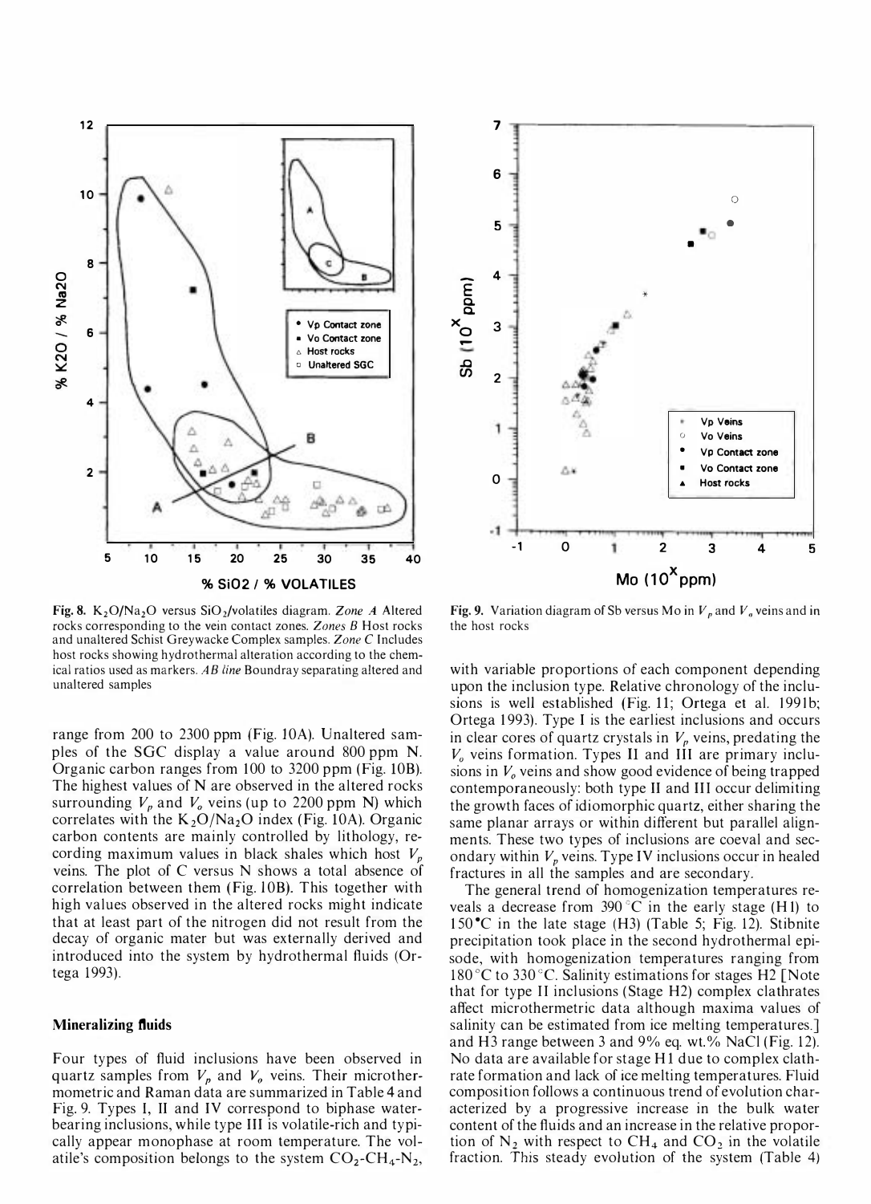Fig. 8. $K_2O/Na_2O$ versus $SiO_2$/volatiles diagram. *Zone A* Altered rocks corresponding to the vein contact zones. *Zones B* Host rocks and unaltered Schist Greywacke Complex samples. *Zone C* Includes host rocks showing hydrothermal alteration according to the chemical ratios used as markers. *AB line* Boundray separating altered and unaltered samples

Fig. 9. Variation diagram of Sb versus Mo in $V_p$ and $V_o$ veins and in the host rocks

range from 200 to 2300 ppm (Fig. 10A). Unaltered samples of the SGC display a value around 800 ppm N. Organic carbon ranges from 100 to 3200 ppm (Fig. 10B). The highest values of N are observed in the altered rocks surrounding $V_p$ and $V_o$ veins (up to 2200 ppm N) which correlates with the $K_2O/Na_2O$ index (Fig. 10A). Organic carbon contents are mainly controlled by lithology, recording maximum values in black shales which host $V_p$ veins. The plot of C versus N shows a total absence of correlation between them (Fig. 10B). This together with high values observed in the altered rocks might indicate that at least part of the nitrogen did not result from the decay of organic mater but was externally derived and introduced into the system by hydrothermal fluids (Ortega 1993).

## Mineralizing fluids

Four types of fluid inclusions have been observed in quartz samples from $V_p$ and $V_o$ veins. Their microthermometric and Raman data are summarized in Table 4 and Fig. 9. Types I, II and IV correspond to biphase water-bearing inclusions, while type III is volatile-rich and typically appear monophase at room temperature. The volatile's composition belongs to the system $CO_2$-$CH_4$-$N_2$, with variable proportions of each component depending upon the inclusion type. Relative chronology of the inclusions is well established (Fig. 11; Ortega et al. 1991b; Ortega 1993). Type I is the earliest inclusions and occurs in clear cores of quartz crystals in $V_p$ veins, predating the $V_o$ veins formation. Types II and III are primary inclusions in $V_o$ veins and show good evidence of being trapped contemporaneously: both type II and III occur delimiting the growth faces of idiomorphic quartz, either sharing the same planar arrays or within different but parallel alignments. These two types of inclusions are coeval and secondary within $V_p$ veins. Type IV inclusions occur in healed fractures in all the samples and are secondary.

The general trend of homogenization temperatures reveals a decrease from 390 °C in the early stage (H1) to 150 °C in the late stage (H3) (Table 5; Fig. 12). Stibnite precipitation took place in the second hydrothermal episode, with homogenization temperatures ranging from 180 °C to 330 °C. Salinity estimations for stages H2 [Note that for type II inclusions (Stage H2) complex clathrates affect microthermetric data although maxima values of salinity can be estimated from ice melting temperatures.] and H3 range between 3 and 9% eq. wt.% NaCl (Fig. 12). No data are available for stage H1 due to complex clathrate formation and lack of ice melting temperatures. Fluid composition follows a continuous trend of evolution characterized by a progressive increase in the bulk water content of the fluids and an increase in the relative proportion of $N_2$ with respect to $CH_4$ and $CO_2$ in the volatile fraction. This steady evolution of the system (Table 4)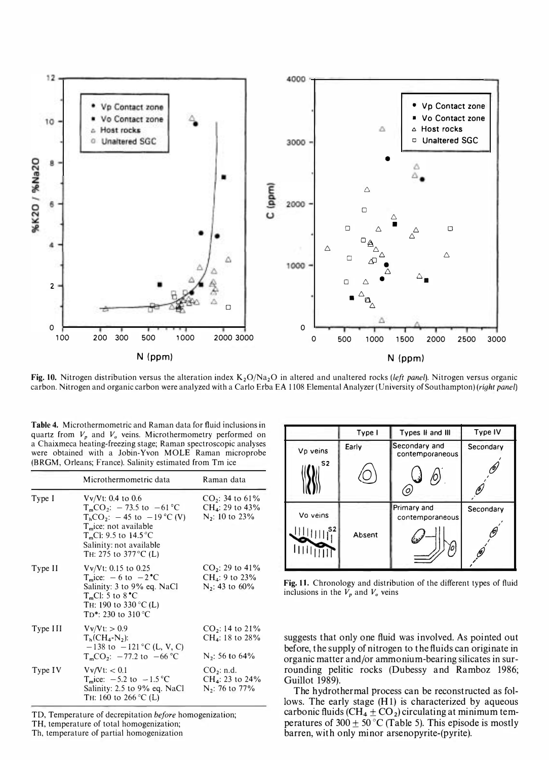**Fig. 10.** Nitrogen distribution versus the alteration index $K_2O/Na_2O$ in altered and unaltered rocks (*left panel*). Nitrogen versus organic carbon. Nitrogen and organic carbon were analyzed with a Carlo Erba EA 1108 Elemental Analyzer (University of Southampton) (*right panel*)

**Table 4.** Microthermometric and Raman data for fluid inclusions in quartz from $V_p$ and $V_o$ veins. Microthermometry performed on a Chaixmeca heating-freezing stage; Raman spectroscopic analyses were obtained with a Jobin-Yvon MOLE Raman microprobe (BRGM, Orleans; France). Salinity estimated from Tm ice

| | Microthermometric data | Raman data |
|---|---|---|
| Type I | Vv/Vt: 0.4 to 0.6<br>$T_mCO_2$: − 73.5 to −61 °C<br>$T_hCO_2$: − 45 to −19 °C (V)<br>$T_m$ice: not available<br>$T_m$Cl: 9.5 to 14.5 °C<br>Salinity: not available<br>TH: 275 to 377 °C (L) | $CO_2$: 34 to 61%<br>$CH_4$: 29 to 43%<br>$N_2$: 10 to 23% |
| Type II | Vv/Vt: 0.15 to 0.25<br>$T_m$ice: − 6 to −2 °C<br>Salinity: 3 to 9% eq. NaCl<br>$T_m$Cl: 5 to 8 °C<br>TH: 190 to 330 °C (L)<br>TD*: 230 to 310 °C | $CO_2$: 29 to 41%<br>$CH_4$: 9 to 23%<br>$N_2$: 43 to 60% |
| Type III | Vv/Vt: > 0.9<br>$T_h(CH_4\text{-}N_2)$:<br>−138 to −121 °C (L, V, C)<br>$T_mCO_2$: −77.2 to −66 °C | $CO_2$: 14 to 21%<br>$CH_4$: 18 to 28%<br>$N_2$: 56 to 64% |
| Type IV | Vv/Vt: < 0.1<br>$T_m$ice: −5.2 to −1.5 °C<br>Salinity: 2.5 to 9% eq. NaCl<br>TH: 160 to 266 °C (L) | $CO_2$: n.d.<br>$CH_4$: 23 to 24%<br>$N_2$: 76 to 77% |

TD, Temperature of decrepitation *before* homogenization;
TH, temperature of total homogenization;
Th, temperature of partial homogenization

| | Type I | Types II and III | Type IV |
|---|---|---|---|
| Vp veins | Early | Secondary and contemporaneous | Secondary |
| Vo veins | Absent | Primary and contemporaneous | Secondary |

**Fig. 11.** Chronology and distribution of the different types of fluid inclusions in the $V_p$ and $V_o$ veins

suggests that only one fluid was involved. As pointed out before, the supply of nitrogen to the fluids can originate in organic matter and/or ammonium-bearing silicates in surrounding pelitic rocks (Dubessy and Ramboz 1986; Guillot 1989).

The hydrothermal process can be reconstructed as follows. The early stage (H1) is characterized by aqueous carbonic fluids ($CH_4 + CO_2$) circulating at minimum temperatures of 300 ± 50 °C (Table 5). This episode is mostly barren, with only minor arsenopyrite-(pyrite).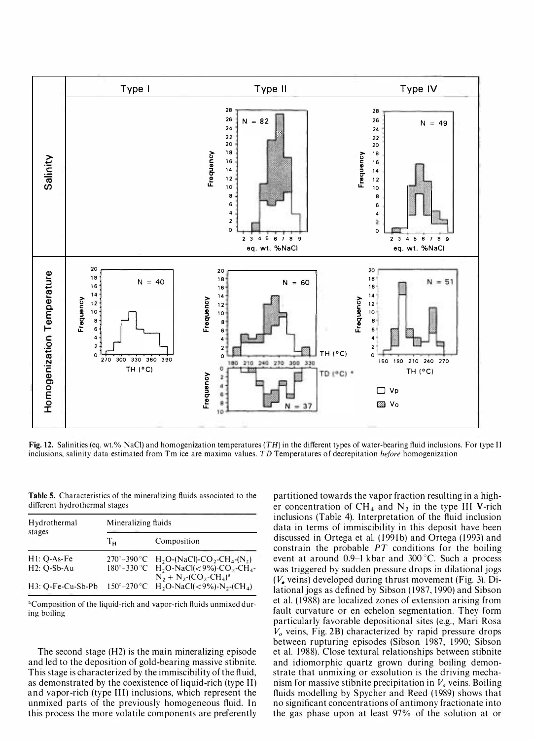**Fig. 12.** Salinities (eq. wt.% NaCl) and homogenization temperatures (*TH*) in the different types of water-bearing fluid inclusions. For type II inclusions, salinity data estimated from Tm ice are maxima values. *TD* Temperatures of decrepitation *before* homogenization

**Table 5.** Characteristics of the mineralizing fluids associated to the different hydrothermal stages

| Hydrothermal stages | Mineralizing fluids | |
|---|---|---|
| | $T_H$ | Composition |
| H1: Q-As-Fe | 270°–390°C | $H_2O$-(NaCl)-$CO_2$-$CH_4$-($N_2$) |
| H2: Q-Sb-Au | 180°–330°C | $H_2O$-NaCl(<9%)-$CO_2$-$CH_4$-$N_2$ + $N_2$-($CO_2$-$CH_4$)[a] |
| H3: Q-Fe-Cu-Sb-Pb | 150°–270°C | $H_2O$-NaCl(<9%)-$N_2$-($CH_4$) |

[a]Composition of the liquid-rich and vapor-rich fluids unmixed during boiling

The second stage (H2) is the main mineralizing episode and led to the deposition of gold-bearing massive stibnite. This stage is characterized by the immiscibility of the fluid, as demonstrated by the coexistence of liquid-rich (type II) and vapor-rich (type III) inclusions, which represent the unmixed parts of the previously homogeneous fluid. In this process the more volatile components are preferently partitioned towards the vapor fraction resulting in a higher concentration of $CH_4$ and $N_2$ in the type III V-rich inclusions (Table 4). Interpretation of the fluid inclusion data in terms of immiscibility in this deposit have been discussed in Ortega et al. (1991b) and Ortega (1993) and constrain the probable *PT* conditions for the boiling event at around 0.9–1 kbar and 300°C. Such a process was triggered by sudden pressure drops in dilational jogs ($V_o$ veins) developed during thrust movement (Fig. 3). Dilational jogs as defined by Sibson (1987, 1990) and Sibson et al. (1988) are localized zones of extension arising from fault curvature or en echelon segmentation. They form particularly favorable depositional sites (e.g., Mari Rosa $V_o$ veins, Fig. 2B) characterized by rapid pressure drops between rupturing episodes (Sibson 1987, 1990; Sibson et al. 1988). Close textural relationships between stibnite and idiomorphic quartz grown during boiling demonstrate that unmixing or exsolution is the driving mechanism for massive stibnite precipitation in $V_o$ veins. Boiling fluids modelling by Spycher and Reed (1989) shows that no significant concentrations of antimony fractionate into the gas phase upon at least 97% of the solution at or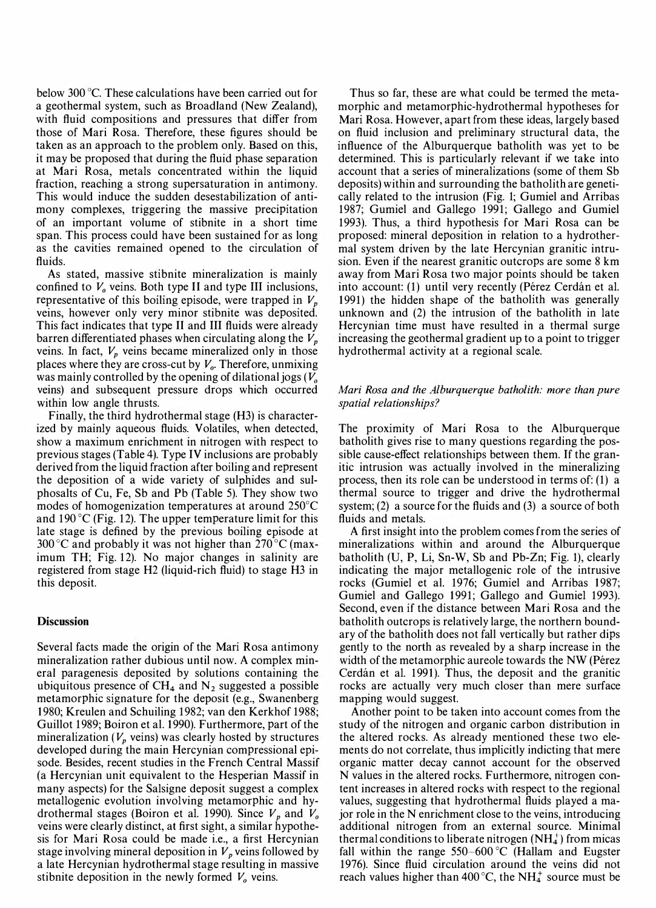below 300 °C. These calculations have been carried out for a geothermal system, such as Broadland (New Zealand), with fluid compositions and pressures that differ from those of Mari Rosa. Therefore, these figures should be taken as an approach to the problem only. Based on this, it may be proposed that during the fluid phase separation at Mari Rosa, metals concentrated within the liquid fraction, reaching a strong supersaturation in antimony. This would induce the sudden desestabilization of antimony complexes, triggering the massive precipitation of an important volume of stibnite in a short time span. This process could have been sustained for as long as the cavities remained opened to the circulation of fluids.

As stated, massive stibnite mineralization is mainly confined to $V_o$ veins. Both type II and type III inclusions, representative of this boiling episode, were trapped in $V_p$ veins, however only very minor stibnite was deposited. This fact indicates that type II and III fluids were already barren differentiated phases when circulating along the $V_p$ veins. In fact, $V_p$ veins became mineralized only in those places where they are cross-cut by $V_o$. Therefore, unmixing was mainly controlled by the opening of dilational jogs ($V_o$ veins) and subsequent pressure drops which occurred within low angle thrusts.

Finally, the third hydrothermal stage (H3) is characterized by mainly aqueous fluids. Volatiles, when detected, show a maximum enrichment in nitrogen with respect to previous stages (Table 4). Type IV inclusions are probably derived from the liquid fraction after boiling and represent the deposition of a wide variety of sulphides and sulphosalts of Cu, Fe, Sb and Pb (Table 5). They show two modes of homogenization temperatures at around 250°C and 190 °C (Fig. 12). The upper temperature limit for this late stage is defined by the previous boiling episode at 300 °C and probably it was not higher than 270 °C (maximum TH; Fig. 12). No major changes in salinity are registered from stage H2 (liquid-rich fluid) to stage H3 in this deposit.

## Discussion

Several facts made the origin of the Mari Rosa antimony mineralization rather dubious until now. A complex mineral paragenesis deposited by solutions containing the ubiquitous presence of $CH_4$ and $N_2$ suggested a possible metamorphic signature for the deposit (e.g., Swanenberg 1980; Kreulen and Schuiling 1982; van den Kerkhof 1988; Guillot 1989; Boiron et al. 1990). Furthermore, part of the mineralization ($V_p$ veins) was clearly hosted by structures developed during the main Hercynian compressional episode. Besides, recent studies in the French Central Massif (a Hercynian unit equivalent to the Hesperian Massif in many aspects) for the Salsigne deposit suggest a complex metallogenic evolution involving metamorphic and hydrothermal stages (Boiron et al. 1990). Since $V_p$ and $V_o$ veins were clearly distinct, at first sight, a similar hypothesis for Mari Rosa could be made i.e., a first Hercynian stage involving mineral deposition in $V_p$ veins followed by a late Hercynian hydrothermal stage resulting in massive stibnite deposition in the newly formed $V_o$ veins.

Thus so far, these are what could be termed the metamorphic and metamorphic-hydrothermal hypotheses for Mari Rosa. However, apart from these ideas, largely based on fluid inclusion and preliminary structural data, the influence of the Alburquerque batholith was yet to be determined. This is particularly relevant if we take into account that a series of mineralizations (some of them Sb deposits) within and surrounding the batholith are genetically related to the intrusion (Fig. 1; Gumiel and Arribas 1987; Gumiel and Gallego 1991; Gallego and Gumiel 1993). Thus, a third hypothesis for Mari Rosa can be proposed: mineral deposition in relation to a hydrothermal system driven by the late Hercynian granitic intrusion. Even if the nearest granitic outcrops are some 8 km away from Mari Rosa two major points should be taken into account: (1) until very recently (Pérez Cerdán et al. 1991) the hidden shape of the batholith was generally unknown and (2) the intrusion of the batholith in late Hercynian time must have resulted in a thermal surge increasing the geothermal gradient up to a point to trigger hydrothermal activity at a regional scale.

### *Mari Rosa and the Alburquerque batholith: more than pure spatial relationships?*

The proximity of Mari Rosa to the Alburquerque batholith gives rise to many questions regarding the possible cause-effect relationships between them. If the granitic intrusion was actually involved in the mineralizing process, then its role can be understood in terms of: (1) a thermal source to trigger and drive the hydrothermal system; (2) a source for the fluids and (3) a source of both fluids and metals.

A first insight into the problem comes from the series of mineralizations within and around the Alburquerque batholith (U, P, Li, Sn-W, Sb and Pb-Zn; Fig. 1), clearly indicating the major metallogenic role of the intrusive rocks (Gumiel et al. 1976; Gumiel and Arribas 1987; Gumiel and Gallego 1991; Gallego and Gumiel 1993). Second, even if the distance between Mari Rosa and the batholith outcrops is relatively large, the northern boundary of the batholith does not fall vertically but rather dips gently to the north as revealed by a sharp increase in the width of the metamorphic aureole towards the NW (Pérez Cerdán et al. 1991). Thus, the deposit and the granitic rocks are actually very much closer than mere surface mapping would suggest.

Another point to be taken into account comes from the study of the nitrogen and organic carbon distribution in the altered rocks. As already mentioned these two elements do not correlate, thus implicitly indicting that mere organic matter decay cannot account for the observed N values in the altered rocks. Furthermore, nitrogen content increases in altered rocks with respect to the regional values, suggesting that hydrothermal fluids played a major role in the N enrichment close to the veins, introducing additional nitrogen from an external source. Minimal thermal conditions to liberate nitrogen ($NH_4^+$) from micas fall within the range 550–600 °C (Hallam and Eugster 1976). Since fluid circulation around the veins did not reach values higher than 400 °C, the $NH_4^+$ source must be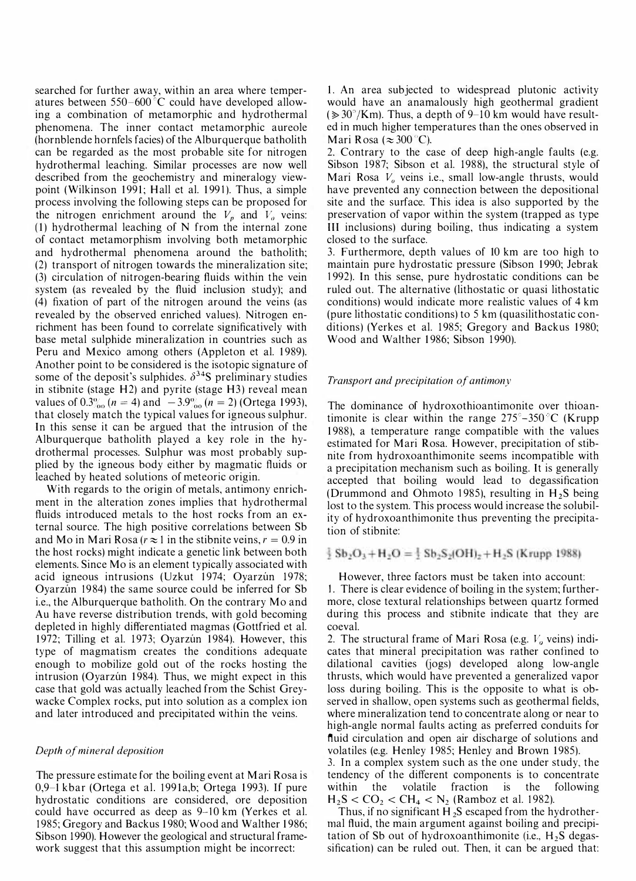searched for further away, within an area where temperatures between 550–600 °C could have developed allowing a combination of metamorphic and hydrothermal phenomena. The inner contact metamorphic aureole (hornblende hornfels facies) of the Alburquerque batholith can be regarded as the most probable site for nitrogen hydrothermal leaching. Similar processes are now well described from the geochemistry and mineralogy viewpoint (Wilkinson 1991; Hall et al. 1991). Thus, a simple process involving the following steps can be proposed for the nitrogen enrichment around the $V_p$ and $V_o$ veins: (1) hydrothermal leaching of N from the internal zone of contact metamorphism involving both metamorphic and hydrothermal phenomena around the batholith; (2) transport of nitrogen towards the mineralization site; (3) circulation of nitrogen-bearing fluids within the vein system (as revealed by the fluid inclusion study); and (4) fixation of part of the nitrogen around the veins (as revealed by the observed enriched values). Nitrogen enrichment has been found to correlate significantly with base metal sulphide mineralization in countries such as Peru and Mexico among others (Appleton et al. 1989). Another point to be considered is the isotopic signature of some of the deposit's sulphides. $\delta^{34}S$ preliminary studies in stibnite (stage H2) and pyrite (stage H3) reveal mean values of 0.3‰ ($n = 4$) and −3.9‰ ($n = 2$) (Ortega 1993), that closely match the typical values for igneous sulphur. In this sense it can be argued that the intrusion of the Alburquerque batholith played a key role in the hydrothermal processes. Sulphur was most probably supplied by the igneous body either by magmatic fluids or leached by heated solutions of meteoric origin.

With regards to the origin of metals, antimony enrichment in the alteration zones implies that hydrothermal fluids introduced metals to the host rocks from an external source. The high positive correlations between Sb and Mo in Mari Rosa ($r \approx 1$ in the stibnite veins, $r = 0.9$ in the host rocks) might indicate a genetic link between both elements. Since Mo is an element typically associated with acid igneous intrusions (Uzkut 1974; Oyarzún 1978; Oyarzún 1984) the same source could be inferred for Sb i.e., the Alburquerque batholith. On the contrary Mo and Au have reverse distribution trends, with gold becoming depleted in highly differentiated magmas (Gottfried et al. 1972; Tilling et al. 1973; Oyarzún 1984). However, this type of magmatism creates the conditions adequate enough to mobilize gold out of the rocks hosting the intrusion (Oyarzún 1984). Thus, we might expect in this case that gold was actually leached from the Schist Greywacke Complex rocks, put into solution as a complex ion and later introduced and precipitated within the veins.

### *Depth of mineral deposition*

The pressure estimate for the boiling event at Mari Rosa is 0,9–1 kbar (Ortega et al. 1991a,b; Ortega 1993). If pure hydrostatic conditions are considered, ore deposition could have occurred as deep as 9–10 km (Yerkes et al. 1985; Gregory and Backus 1980; Wood and Walther 1986; Sibson 1990). However the geological and structural framework suggest that this assumption might be incorrect:

1. An area subjected to widespread plutonic activity would have an anamalously high geothermal gradient ($\gg 30°$/Km). Thus, a depth of 9–10 km would have resulted in much higher temperatures than the ones observed in Mari Rosa ($\approx 300$ °C).
2. Contrary to the case of deep high-angle faults (e.g. Sibson 1987; Sibson et al. 1988), the structural style of Mari Rosa $V_o$ veins i.e., small low-angle thrusts, would have prevented any connection between the depositional site and the surface. This idea is also supported by the preservation of vapor within the system (trapped as type III inclusions) during boiling, thus indicating a system closed to the surface.
3. Furthermore, depth values of 10 km are too high to maintain pure hydrostatic pressure (Sibson 1990; Jebrak 1992). In this sense, pure hydrostatic conditions can be ruled out. The alternative (lithostatic or quasi lithostatic conditions) would indicate more realistic values of 4 km (pure lithostatic conditions) to 5 km (quasilithostatic conditions) (Yerkes et al. 1985; Gregory and Backus 1980; Wood and Walther 1986; Sibson 1990).

### *Transport and precipitation of antimony*

The dominance of hydroxothioantimonite over thioantimonite is clear within the range 275°–350 °C (Krupp 1988), a temperature range compatible with the values estimated for Mari Rosa. However, precipitation of stibnite from hydroxoanthimonite seems incompatible with a precipitation mechanism such as boiling. It is generally accepted that boiling would lead to degassification (Drummond and Ohmoto 1985), resulting in $H_2S$ being lost to the system. This process would increase the solubility of hydroxoanthimonite thus preventing the precipitation of stibnite:

$$\tfrac{1}{2}\, Sb_2O_3 + H_2O = \tfrac{1}{2}\, Sb_2S_2(OH)_2 + H_2S \text{ (Krupp 1988)}$$

However, three factors must be taken into account:

1. There is clear evidence of boiling in the system; furthermore, close textural relationships between quartz formed during this process and stibnite indicate that they are coeval.
2. The structural frame of Mari Rosa (e.g. $V_o$ veins) indicates that mineral precipitation was rather confined to dilational cavities (jogs) developed along low-angle thrusts, which would have prevented a generalized vapor loss during boiling. This is the opposite to what is observed in shallow, open systems such as geothermal fields, where mineralization tend to concentrate along or near to high-angle normal faults acting as preferred conduits for fluid circulation and open air discharge of solutions and volatiles (e.g. Henley 1985; Henley and Brown 1985).
3. In a complex system such as the one under study, the tendency of the different components is to concentrate within the volatile fraction is the following $H_2S < CO_2 < CH_4 < N_2$ (Ramboz et al. 1982).

Thus, if no significant $H_2S$ escaped from the hydrothermal fluid, the main argument against boiling and precipitation of Sb out of hydroxoanthimonite (i.e., $H_2S$ degassification) can be ruled out. Then, it can be argued that: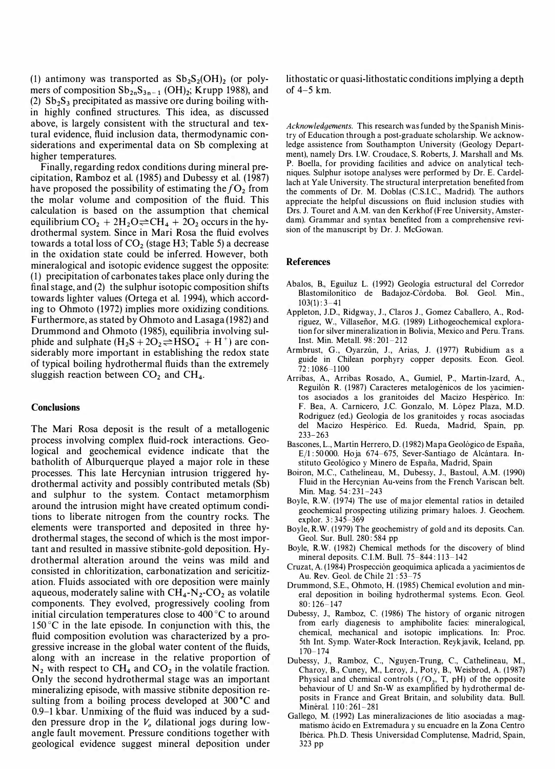(1) antimony was transported as $Sb_2S_2(OH)_2$ (or polymers of composition $Sb_{2n}S_{3n-1}$ $(OH)_2$; Krupp 1988), and (2) $Sb_2S_3$ precipitated as massive ore during boiling within highly confined structures. This idea, as discussed above, is largely consistent with the structural and textural evidence, fluid inclusion data, thermodynamic considerations and experimental data on Sb complexing at higher temperatures.

Finally, regarding redox conditions during mineral precipitation, Ramboz et al. (1985) and Dubessy et al. (1987) have proposed the possibility of estimating the $fO_2$ from the molar volume and composition of the fluid. This calculation is based on the assumption that chemical equilibrium $CO_2 + 2H_2O \rightleftharpoons CH_4 + 2O_2$ occurs in the hydrothermal system. Since in Mari Rosa the fluid evolves towards a total loss of $CO_2$ (stage H3; Table 5) a decrease in the oxidation state could be inferred. However, both mineralogical and isotopic evidence suggest the opposite: (1) precipitation of carbonates takes place only during the final stage, and (2) the sulphur isotopic composition shifts towards lighter values (Ortega et al. 1994), which according to Ohmoto (1972) implies more oxidizing conditions. Furthermore, as stated by Ohmoto and Lasaga (1982) and Drummond and Ohmoto (1985), equilibria involving sulphide and sulphate ($H_2S + 2O_2 \rightleftharpoons HSO_4^- + H^+$) are considerably more important in establishing the redox state of typical boiling hydrothermal fluids than the extremely sluggish reaction between $CO_2$ and $CH_4$.

## Conclusions

The Mari Rosa deposit is the result of a metallogenic process involving complex fluid-rock interactions. Geological and geochemical evidence indicate that the batholith of Alburquerque played a major role in these processes. This late Hercynian intrusion triggered hydrothermal activity and possibly contributed metals (Sb) and sulphur to the system. Contact metamorphism around the intrusion might have created optimum conditions to liberate nitrogen from the country rocks. The elements were transported and deposited in three hydrothermal stages, the second of which is the most important and resulted in massive stibnite-gold deposition. Hydrothermal alteration around the veins was mild and consisted in chloritization, carbonatization and sericitization. Fluids associated with ore deposition were mainly aqueous, moderately saline with $CH_4$-$N_2$-$CO_2$ as volatile components. They evolved, progressively cooling from initial circulation temperatures close to 400 °C to around 150 °C in the late episode. In conjunction with this, the fluid composition evolution was characterized by a progressive increase in the global water content of the fluids, along with an increase in the relative proportion of $N_2$ with respect to $CH_4$ and $CO_2$ in the volatile fraction. Only the second hydrothermal stage was an important mineralizing episode, with massive stibnite deposition resulting from a boiling process developed at 300 °C and 0.9–1 kbar. Unmixing of the fluid was induced by a sudden pressure drop in the $V_o$ dilational jogs during low-angle fault movement. Pressure conditions together with geological evidence suggest mineral deposition under lithostatic or quasi-lithostatic conditions implying a depth of 4–5 km.

*Acknowledgements.* This research was funded by the Spanish Ministry of Education through a post-graduate scholarship. We acknowledge assistence from Southampton University (Geology Department), namely Drs. I.W. Croudace, S. Roberts, J. Marshall and Ms. P. Boella, for providing facilities and advice on analytical techniques. Sulphur isotope analyses were performed by Dr. E. Cardellach at Yale University. The structural interpretation benefited from the comments of Dr. M. Doblas (C.S.I.C., Madrid). The authors appreciate the helpful discussions on fluid inclusion studies with Drs. J. Touret and A.M. van den Kerkhof (Free University, Amsterdam). Grammar and syntax benefited from a comprehensive revision of the manuscript by Dr. J. McGowan.

## References

Abalos, B., Eguiluz L. (1992) Geología estructural del Corredor Blastomilonítico de Badajoz-Córdoba. Bol. Geol. Min., 103(1): 3–41

Appleton, J.D., Ridgway, J., Claros J., Gomez Caballero, A., Rodriguez, W., Villaseñor, M.G. (1989) Lithogeochemical exploration for silver mineralization in Bolivia, Mexico and Peru. Trans. Inst. Min. Metall. 98: 201–212

Armbrust, G., Oyarzún, J., Arias, J. (1977) Rubidium as a guide in Chilean porphyry copper deposits. Econ. Geol. 72: 1086–1100

Arribas, A., Arribas Rosado, A., Gumiel, P., Martin-Izard, A., Reguilón R. (1987) Caracteres metalogénicos de los yacimientos asociados a los granitoides del Macizo Hespérico. In: F. Bea, A. Carnicero, J.C. Gonzalo, M. López Plaza, M.D. Rodriguez (ed.) Geología de los granitoides y rocas asociadas del Macizo Hespérico. Ed. Rueda, Madrid, Spain, pp. 233–263

Bascones, L., Martin Herrero, D. (1982) Mapa Geológico de España, E/1: 50000. Hoja 674–675, Sever-Santiago de Alcántara. Instituto Geológico y Minero de España, Madrid, Spain

Boiron, M.C., Cathelineau, M., Dubessy, J., Bastoul, A.M. (1990) Fluid in the Hercynian Au-veins from the French Variscan belt. Min. Mag. 54: 231–243

Boyle, R.W. (1974) The use of major elemental ratios in detailed geochemical prospecting utilizing primary haloes. J. Geochem. explor. 3: 345–369

Boyle, R.W. (1979) The geochemistry of gold and its deposits. Can. Geol. Sur. Bull. 280: 584 pp

Boyle, R.W. (1982) Chemical methods for the discovery of blind mineral deposits. C.I.M. Bull. 75–844: 113–142

Cruzat, A. (1984) Prospección geoquímica aplicada a yacimientos de Au. Rev. Geol. de Chile 21: 53–75

Drummond, S.E., Ohmoto, H. (1985) Chemical evolution and mineral deposition in boiling hydrothermal systems. Econ. Geol. 80: 126–147

Dubessy, J., Ramboz, C. (1986) The history of organic nitrogen from early diagenesis to amphibolite facies: mineralogical, chemical, mechanical and isotopic implications. In: Proc. 5th Int. Symp. Water-Rock Interaction, Reykjavik, Iceland, pp. 170–174

Dubessy, J., Ramboz, C., Nguyen-Trung, C., Cathelineau, M., Charoy, B., Cuney, M., Leroy, J., Poty, B., Weisbrod, A. (1987) Physical and chemical controls ($fO_2$, T, pH) of the opposite behaviour of U and Sn-W as examplified by hydrothermal deposits in France and Great Britain, and solubility data. Bull. Minéral. 110: 261–281

Gallego, M. (1992) Las mineralizaciones de litio asociadas a magmatismo ácido en Extremadura y su encuadre en la Zona Centro Ibérica. Ph.D. Thesis Universidad Complutense, Madrid, Spain, 323 pp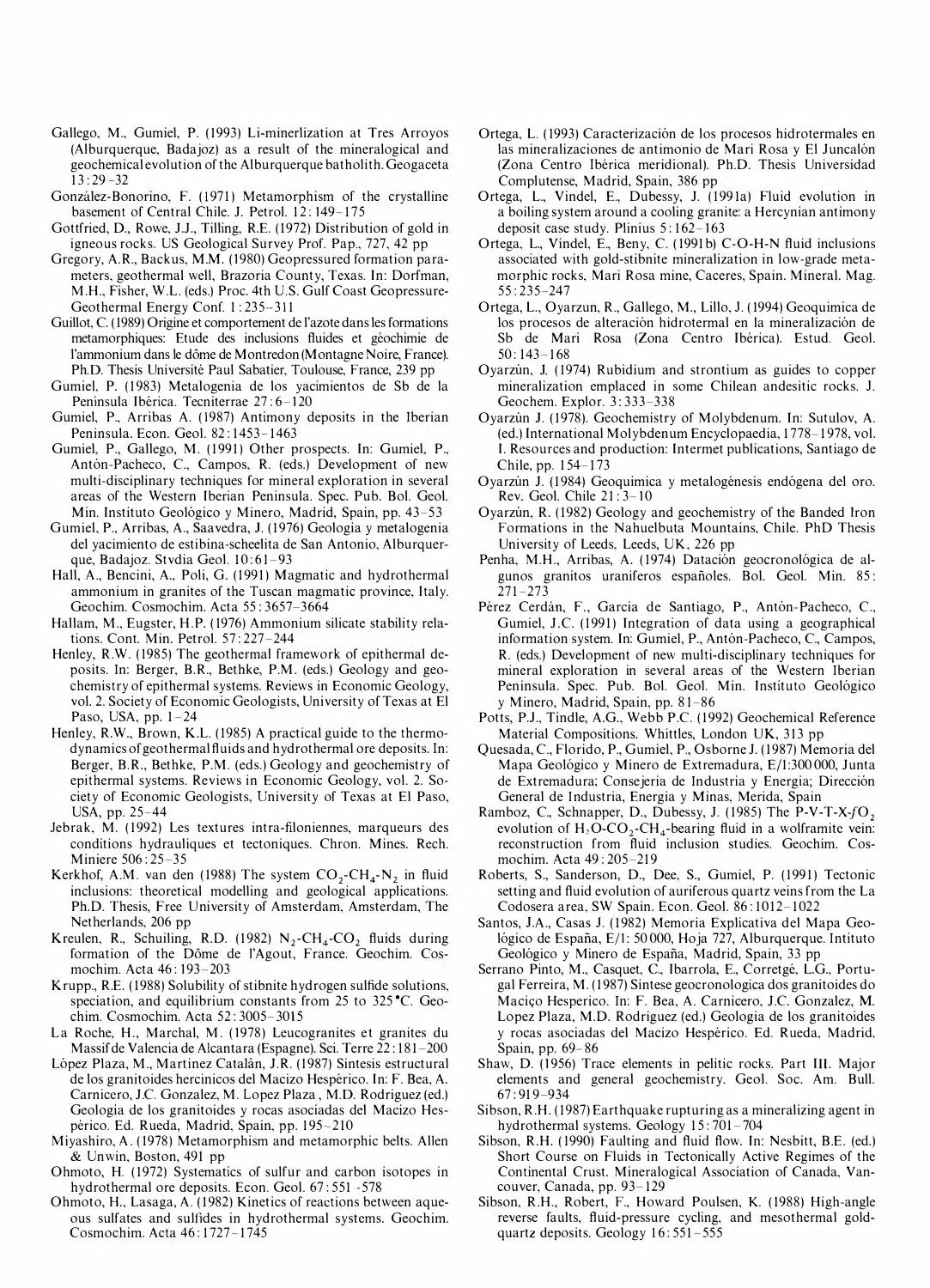Gallego, M., Gumiel, P. (1993) Li-minerlization at Tres Arroyos (Alburquerque, Badajoz) as a result of the mineralogical and geochemical evolution of the Alburquerque batholith. Geogaceta 13: 29–32

González-Bonorino, F. (1971) Metamorphism of the crystalline basement of Central Chile. J. Petrol. 12: 149–175

Gottfried, D., Rowe, J.J., Tilling, R.E. (1972) Distribution of gold in igneous rocks. US Geological Survey Prof. Pap., 727, 42 pp

Gregory, A.R., Backus, M.M. (1980) Geopressured formation parameters, geothermal well, Brazoria County, Texas. In: Dorfman, M.H., Fisher, W.L. (eds.) Proc. 4th U.S. Gulf Coast Geopressure-Geothermal Energy Conf. 1: 235–311

Guillot, C. (1989) Origine et comportement de l'azote dans les formations metamorphiques: Etude des inclusions fluides et géochimie de l'ammonium dans le dôme de Montredon (Montagne Noire, France). Ph.D. Thesis Université Paul Sabatier, Toulouse, France, 239 pp

Gumiel, P. (1983) Metalogenia de los yacimientos de Sb de la Peninsula Ibérica. Tecniterrae 27: 6–120

Gumiel, P., Arribas A. (1987) Antimony deposits in the Iberian Peninsula. Econ. Geol. 82: 1453–1463

Gumiel, P., Gallego, M. (1991) Other prospects. In: Gumiel, P., Antón-Pacheco, C., Campos, R. (eds.) Development of new multi-disciplinary techniques for mineral exploration in several areas of the Western Iberian Peninsula. Spec. Pub. Bol. Geol. Min. Instituto Geológico y Minero, Madrid, Spain, pp. 43–53

Gumiel, P., Arribas, A., Saavedra, J. (1976) Geologia y metalogenia del yacimiento de estibina-scheelita de San Antonio, Alburquerque, Badajoz. Stvdia Geol. 10: 61–93

Hall, A., Bencini, A., Poli, G. (1991) Magmatic and hydrothermal ammonium in granites of the Tuscan magmatic province, Italy. Geochim. Cosmochim. Acta 55: 3657–3664

Hallam, M., Eugster, H.P. (1976) Ammonium silicate stability relations. Cont. Min. Petrol. 57: 227–244

Henley, R.W. (1985) The geothermal framework of epithermal deposits. In: Berger, B.R., Bethke, P.M. (eds.) Geology and geochemistry of epithermal systems. Reviews in Economic Geology, vol. 2. Society of Economic Geologists, University of Texas at El Paso, USA, pp. 1–24

Henley, R.W., Brown, K.L. (1985) A practical guide to the thermodynamics of geothermal fluids and hydrothermal ore deposits. In: Berger, B.R., Bethke, P.M. (eds.) Geology and geochemistry of epithermal systems. Reviews in Economic Geology, vol. 2. Society of Economic Geologists, University of Texas at El Paso, USA, pp. 25–44

Jebrak, M. (1992) Les textures intra-filoniennes, marqueurs des conditions hydrauliques et tectoniques. Chron. Mines. Rech. Miniere 506: 25–35

Kerkhof, A.M. van den (1988) The system $CO_2$-$CH_4$-$N_2$ in fluid inclusions: theoretical modelling and geological applications. Ph.D. Thesis, Free University of Amsterdam, Amsterdam, The Netherlands, 206 pp

Kreulen, R., Schuiling, R.D. (1982) $N_2$-$CH_4$-$CO_2$ fluids during formation of the Dôme de l'Agout, France. Geochim. Cosmochim. Acta 46: 193–203

Krupp., R.E. (1988) Solubility of stibnite hydrogen sulfide solutions, speciation, and equilibrium constants from 25 to 325 °C. Geochim. Cosmochim. Acta 52: 3005–3015

La Roche, H., Marchal, M. (1978) Leucogranites et granites du Massif de Valencia de Alcantara (Espagne). Sci. Terre 22: 181–200

López Plaza, M., Martinez Catalán, J.R. (1987) Sintesis estructural de los granitoides hercinicos del Macizo Hespérico. In: F. Bea, A. Carnicero, J.C. Gonzalez, M. Lopez Plaza, M.D. Rodriguez (ed.) Geologia de los granitoides y rocas asociadas del Macizo Hespérico. Ed. Rueda, Madrid, Spain, pp. 195–210

Miyashiro, A. (1978) Metamorphism and metamorphic belts. Allen & Unwin, Boston, 491 pp

Ohmoto, H. (1972) Systematics of sulfur and carbon isotopes in hydrothermal ore deposits. Econ. Geol. 67: 551–578

Ohmoto, H., Lasaga, A. (1982) Kinetics of reactions between aqueous sulfates and sulfides in hydrothermal systems. Geochim. Cosmochim. Acta 46: 1727–1745

Ortega, L. (1993) Caracterización de los procesos hidrotermales en las mineralizaciones de antimonio de Mari Rosa y El Juncalón (Zona Centro Ibérica meridional). Ph.D. Thesis Universidad Complutense, Madrid, Spain, 386 pp

Ortega, L., Vindel, E., Dubessy, J. (1991a) Fluid evolution in a boiling system around a cooling granite: a Hercynian antimony deposit case study. Plinius 5: 162–163

Ortega, L., Vindel, E., Beny, C. (1991b) C-O-H-N fluid inclusions associated with gold-stibnite mineralization in low-grade metamorphic rocks, Mari Rosa mine, Caceres, Spain. Mineral. Mag. 55: 235–247

Ortega, L., Oyarzun, R., Gallego, M., Lillo, J. (1994) Geoquimica de los procesos de alteración hidrotermal en la mineralización de Sb de Mari Rosa (Zona Centro Ibérica). Estud. Geol. 50: 143–168

Oyarzún, J. (1974) Rubidium and strontium as guides to copper mineralization emplaced in some Chilean andesitic rocks. J. Geochem. Explor. 3: 333–338

Oyarzún J. (1978). Geochemistry of Molybdenum. In: Sutulov, A. (ed.) International Molybdenum Encyclopaedia, 1778–1978, vol. I. Resources and production: Intermet publications, Santiago de Chile, pp. 154–173

Oyarzún J. (1984) Geoquimica y metalogénesis endógena del oro. Rev. Geol. Chile 21: 3–10

Oyarzún, R. (1982) Geology and geochemistry of the Banded Iron Formations in the Nahuelbuta Mountains, Chile. PhD Thesis University of Leeds, Leeds, UK, 226 pp

Penha, M.H., Arribas, A. (1974) Datación geocronológica de algunos granitos uraniferos españoles. Bol. Geol. Min. 85: 271–273

Pérez Cerdán, F., Garcia de Santiago, P., Antón-Pacheco, C., Gumiel, J.C. (1991) Integration of data using a geographical information system. In: Gumiel, P., Antón-Pacheco, C., Campos, R. (eds.) Development of new multi-disciplinary techniques for mineral exploration in several areas of the Western Iberian Peninsula. Spec. Pub. Bol. Geol. Min. Instituto Geológico y Minero, Madrid, Spain, pp. 81–86

Potts, P.J., Tindle, A.G., Webb P.C. (1992) Geochemical Reference Material Compositions. Whittles, London UK, 313 pp

Quesada, C., Florido, P., Gumiel, P., Osborne J. (1987) Memoria del Mapa Geológico y Minero de Extremadura, E/1:300 000, Junta de Extremadura; Consejeria de Industria y Energia; Dirección General de Industria, Energia y Minas, Merida, Spain

Ramboz, C., Schnapper, D., Dubessy, J. (1985) The P-V-T-X-$fO_2$ evolution of $H_2O$-$CO_2$-$CH_4$-bearing fluid in a wolframite vein: reconstruction from fluid inclusion studies. Geochim. Cosmochim. Acta 49: 205–219

Roberts, S., Sanderson, D., Dee, S., Gumiel, P. (1991) Tectonic setting and fluid evolution of auriferous quartz veins from the La Codosera area, SW Spain. Econ. Geol. 86: 1012–1022

Santos, J.A., Casas J. (1982) Memoria Explicativa del Mapa Geológico de España, E/1: 50 000, Hoja 727, Alburquerque. Intituto Geológico y Minero de España, Madrid, Spain, 33 pp

Serrano Pinto, M., Casquet, C., Ibarrola, E., Corretgé, L.G., Portugal Ferreira, M. (1987) Sintese geocronologica dos granitoides do Maciço Hesperico. In: F. Bea, A. Carnicero, J.C. Gonzalez, M. Lopez Plaza, M.D. Rodriguez (ed.) Geologia de los granitoides y rocas asociadas del Macizo Hespérico. Ed. Rueda, Madrid, Spain, pp. 69–86

Shaw, D. (1956) Trace elements in pelitic rocks. Part III. Major elements and general geochemistry. Geol. Soc. Am. Bull. 67: 919–934

Sibson, R.H. (1987) Earthquake rupturing as a mineralizing agent in hydrothermal systems. Geology 15: 701–704

Sibson, R.H. (1990) Faulting and fluid flow. In: Nesbitt, B.E. (ed.) Short Course on Fluids in Tectonically Active Regimes of the Continental Crust. Mineralogical Association of Canada, Vancouver, Canada, pp. 93–129

Sibson, R.H., Robert, F., Howard Poulsen, K. (1988) High-angle reverse faults, fluid-pressure cycling, and mesothermal gold-quartz deposits. Geology 16: 551–555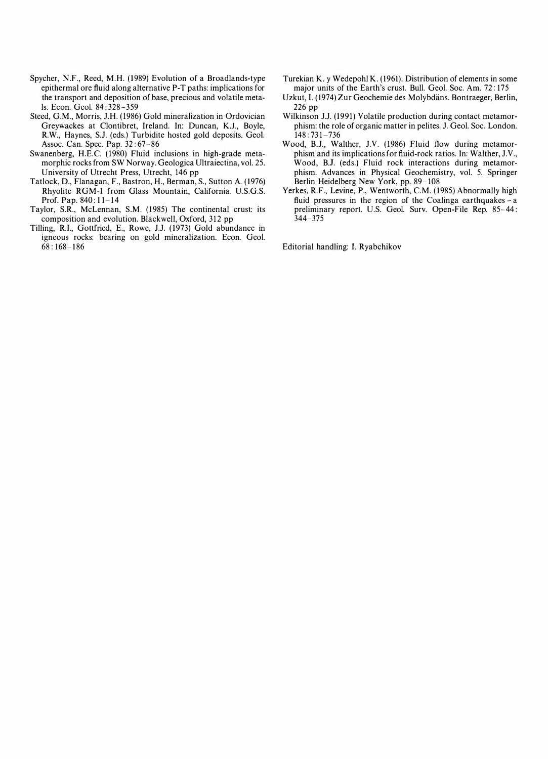Spycher, N.F., Reed, M.H. (1989) Evolution of a Broadlands-type epithermal ore fluid along alternative P-T paths: implications for the transport and deposition of base, precious and volatile metals. Econ. Geol. 84:328–359

Steed, G.M., Morris, J.H. (1986) Gold mineralization in Ordovician Greywackes at Clontibret, Ireland. In: Duncan, K.J., Boyle, R.W., Haynes, S.J. (eds.) Turbidite hosted gold deposits. Geol. Assoc. Can. Spec. Pap. 32:67–86

Swanenberg, H.E.C. (1980) Fluid inclusions in high-grade metamorphic rocks from SW Norway. Geologica Ultraiectina, vol. 25. University of Utrecht Press, Utrecht, 146 pp

Tatlock, D., Flanagan, F., Bastron, H., Berman, S., Sutton A. (1976) Rhyolite RGM-1 from Glass Mountain, California. U.S.G.S. Prof. Pap. 840:11–14

Taylor, S.R., McLennan, S.M. (1985) The continental crust: its composition and evolution. Blackwell, Oxford, 312 pp

Tilling, R.I., Gottfried, E., Rowe, J.J. (1973) Gold abundance in igneous rocks: bearing on gold mineralization. Econ. Geol. 68:168–186

Turekian K. y Wedepohl K. (1961). Distribution of elements in some major units of the Earth's crust. Bull. Geol. Soc. Am. 72:175

Uzkut, I. (1974) Zur Geochemie des Molybdäns. Bontraeger, Berlin, 226 pp

Wilkinson J.J. (1991) Volatile production during contact metamorphism: the role of organic matter in pelites. J. Geol. Soc. London. 148:731–736

Wood, B.J., Walther, J.V. (1986) Fluid flow during metamorphism and its implications for fluid-rock ratios. In: Walther, J.V., Wood, B.J. (eds.) Fluid rock interactions during metamorphism. Advances in Physical Geochemistry, vol. 5. Springer Berlin Heidelberg New York, pp. 89–108

Yerkes, R.F., Levine, P., Wentworth, C.M. (1985) Abnormally high fluid pressures in the region of the Coalinga earthquakes – a preliminary report. U.S. Geol. Surv. Open-File Rep. 85-44: 344–375

Editorial handling: I. Ryabchikov